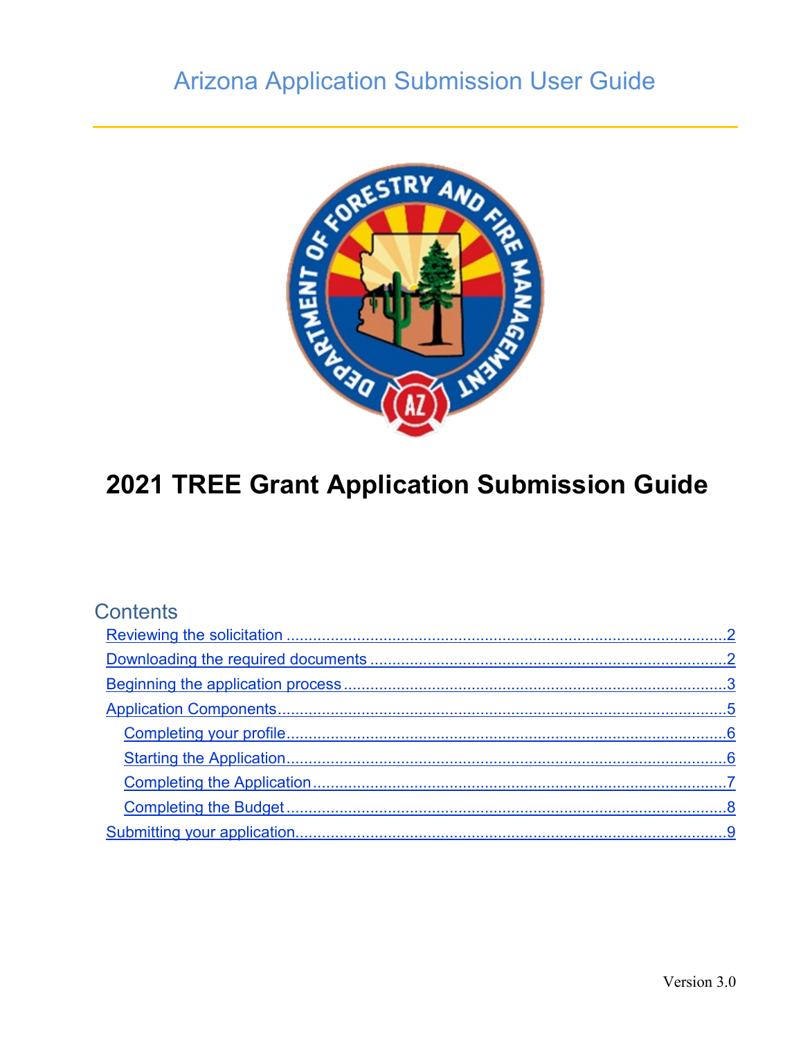# Arizona Application Submission User Guide

# 2021 TREE Grant Application Submission Guide

## Contents

- Reviewing the solicitation ..........2
- Downloading the required documents ..........2
- Beginning the application process ..........3
- Application Components ..........5
  - Completing your profile ..........6
  - Starting the Application ..........6
  - Completing the Application ..........7
  - Completing the Budget ..........8
- Submitting your application ..........9

Version 3.0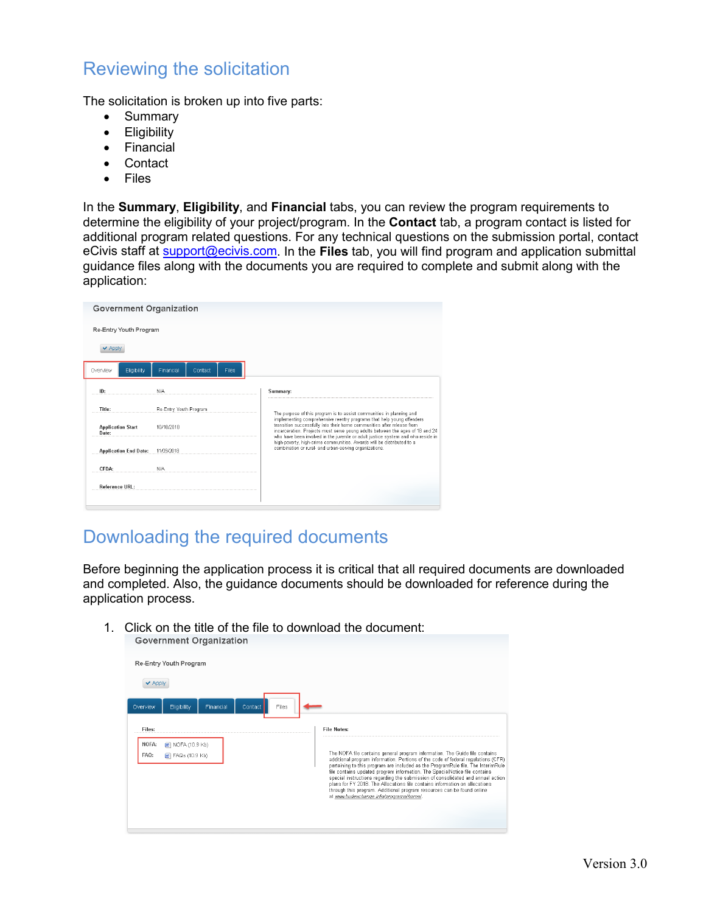## Reviewing the solicitation

The solicitation is broken up into five parts:

- Summary
- Eligibility
- Financial
- Contact
- Files

In the **Summary**, **Eligibility**, and **Financial** tabs, you can review the program requirements to determine the eligibility of your project/program. In the **Contact** tab, a program contact is listed for additional program related questions. For any technical questions on the submission portal, contact eCivis staff at support@ecivis.com. In the **Files** tab, you will find program and application submittal guidance files along with the documents you are required to complete and submit along with the application:

## Downloading the required documents

Before beginning the application process it is critical that all required documents are downloaded and completed. Also, the guidance documents should be downloaded for reference during the application process.

1. Click on the title of the file to download the document: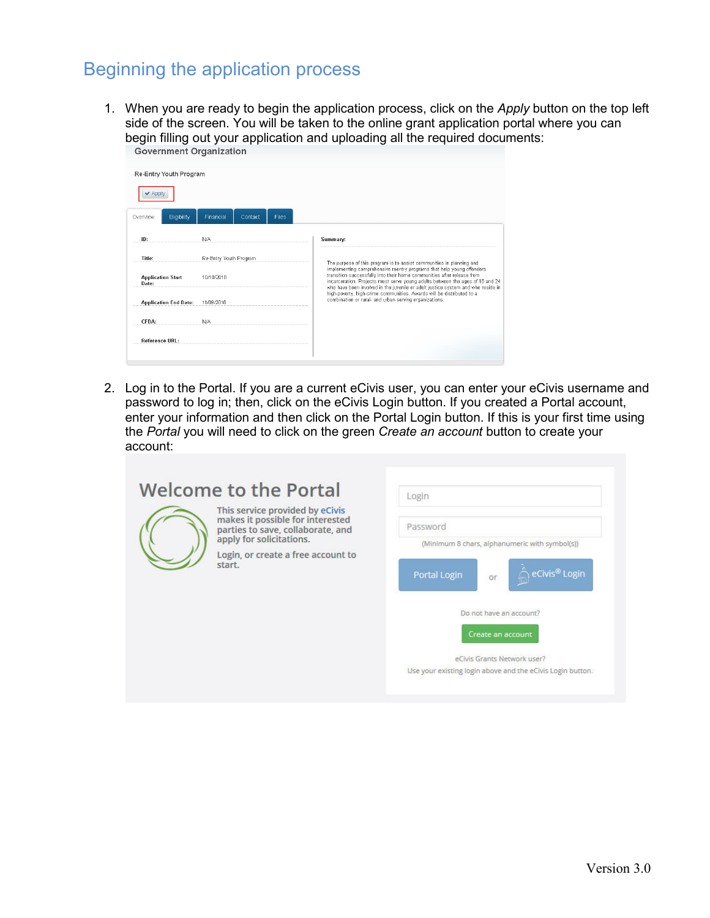## Beginning the application process

1. When you are ready to begin the application process, click on the *Apply* button on the top left side of the screen. You will be taken to the online grant application portal where you can begin filling out your application and uploading all the required documents:

2. Log in to the Portal. If you are a current eCivis user, you can enter your eCivis username and password to log in; then, click on the eCivis Login button. If you created a Portal account, enter your information and then click on the Portal Login button. If this is your first time using the *Portal* you will need to click on the green *Create an account* button to create your account:

Version 3.0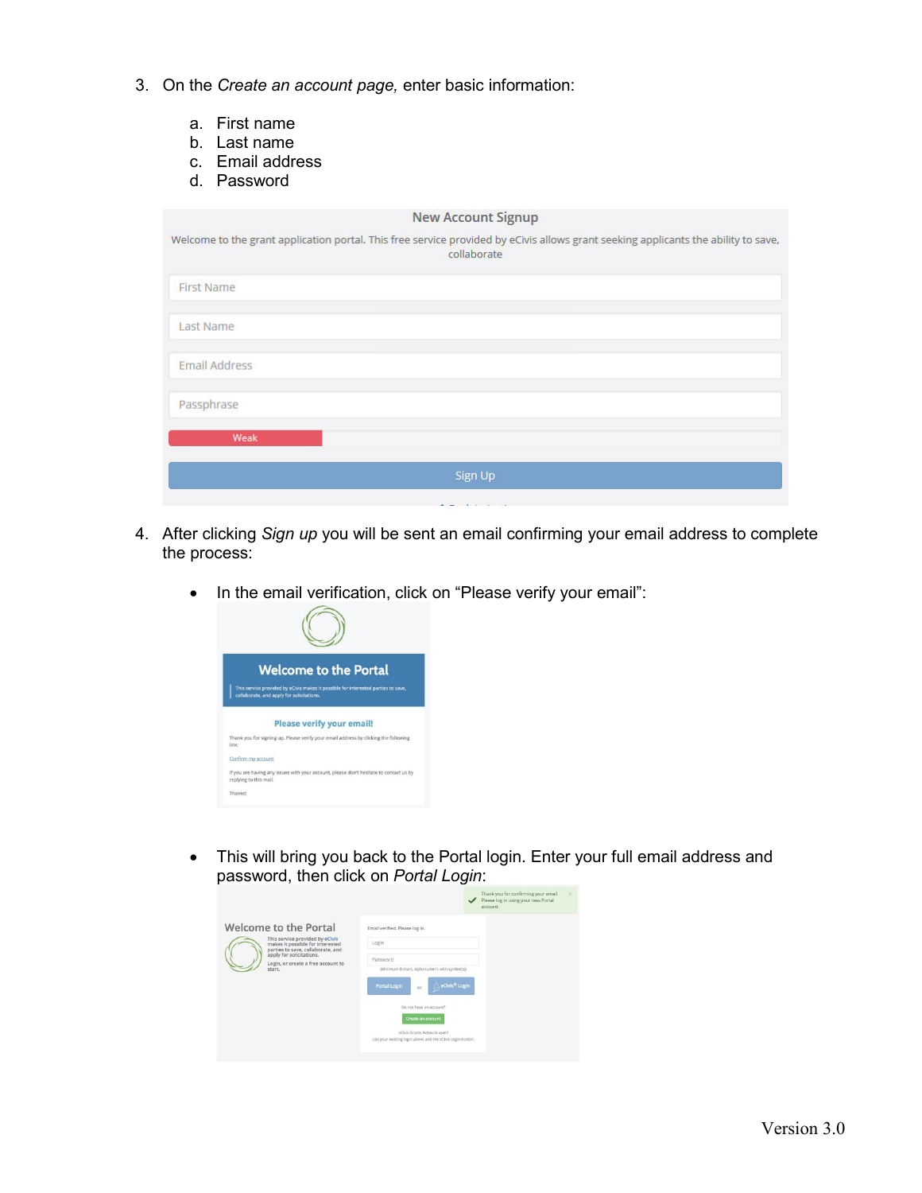3. On the *Create an account page,* enter basic information:

    a. First name
    b. Last name
    c. Email address
    d. Password

4. After clicking *Sign up* you will be sent an email confirming your email address to complete the process:

    - In the email verification, click on "Please verify your email":

    - This will bring you back to the Portal login. Enter your full email address and password, then click on *Portal Login*: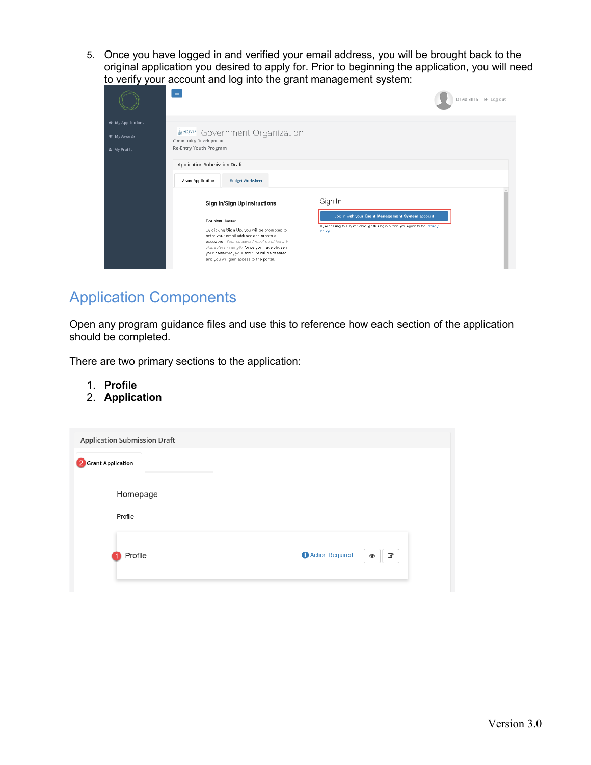5. Once you have logged in and verified your email address, you will be brought back to the original application you desired to apply for. Prior to beginning the application, you will need to verify your account and log into the grant management system:

## Application Components

Open any program guidance files and use this to reference how each section of the application should be completed.

There are two primary sections to the application:

1. **Profile**
2. **Application**

Version 3.0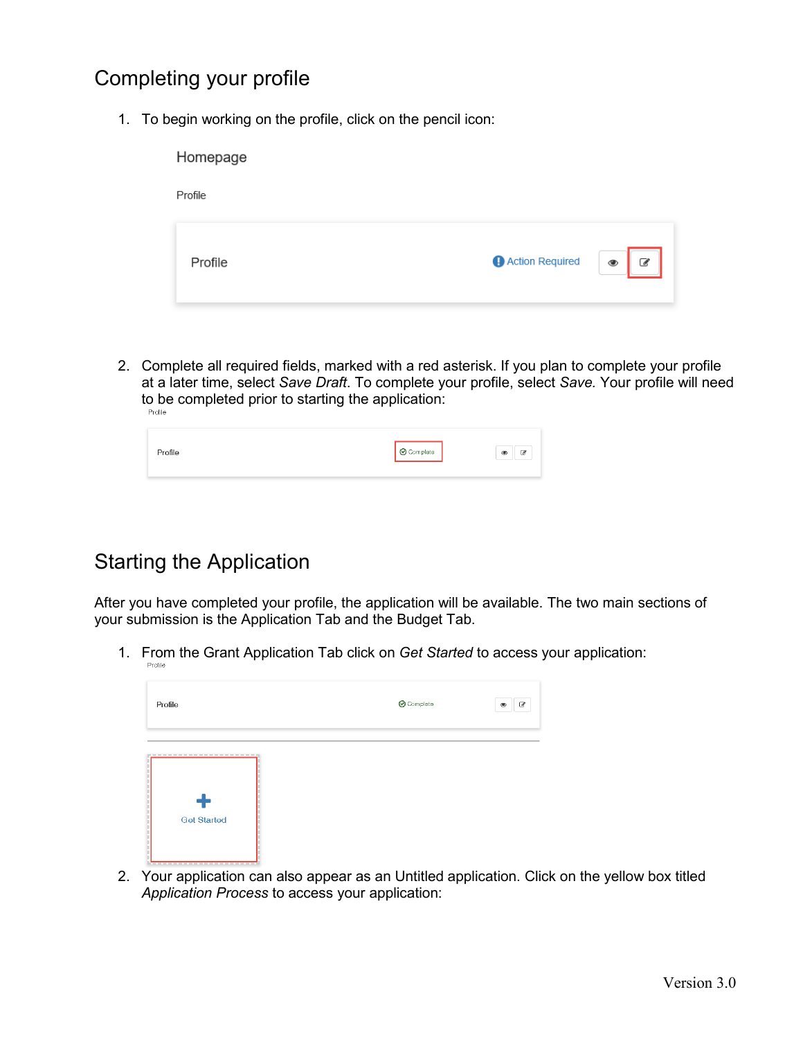## Completing your profile

1. To begin working on the profile, click on the pencil icon:

2. Complete all required fields, marked with a red asterisk. If you plan to complete your profile at a later time, select *Save Draft*. To complete your profile, select *Save.* Your profile will need to be completed prior to starting the application:

## Starting the Application

After you have completed your profile, the application will be available. The two main sections of your submission is the Application Tab and the Budget Tab.

1. From the Grant Application Tab click on *Get Started* to access your application:

2. Your application can also appear as an Untitled application. Click on the yellow box titled *Application Process* to access your application:

Version 3.0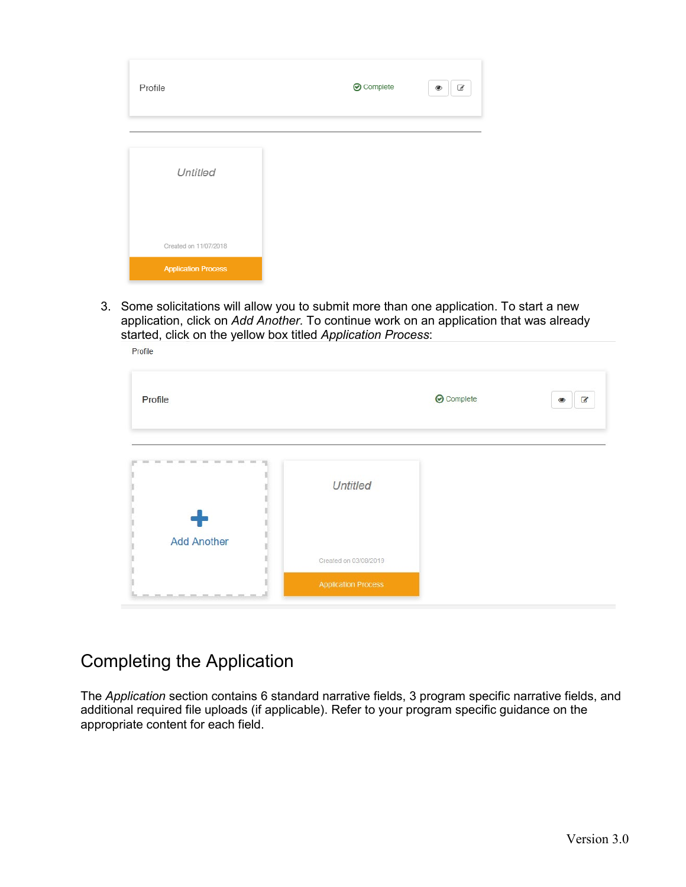Profile

Complete

Untitled

Created on 11/07/2018

Application Process

3. Some solicitations will allow you to submit more than one application. To start a new application, click on *Add Another*. To continue work on an application that was already started, click on the yellow box titled *Application Process*:

Profile

Profile

Complete

Add Another

Untitled

Created on 03/08/2019

Application Process

## Completing the Application

The *Application* section contains 6 standard narrative fields, 3 program specific narrative fields, and additional required file uploads (if applicable). Refer to your program specific guidance on the appropriate content for each field.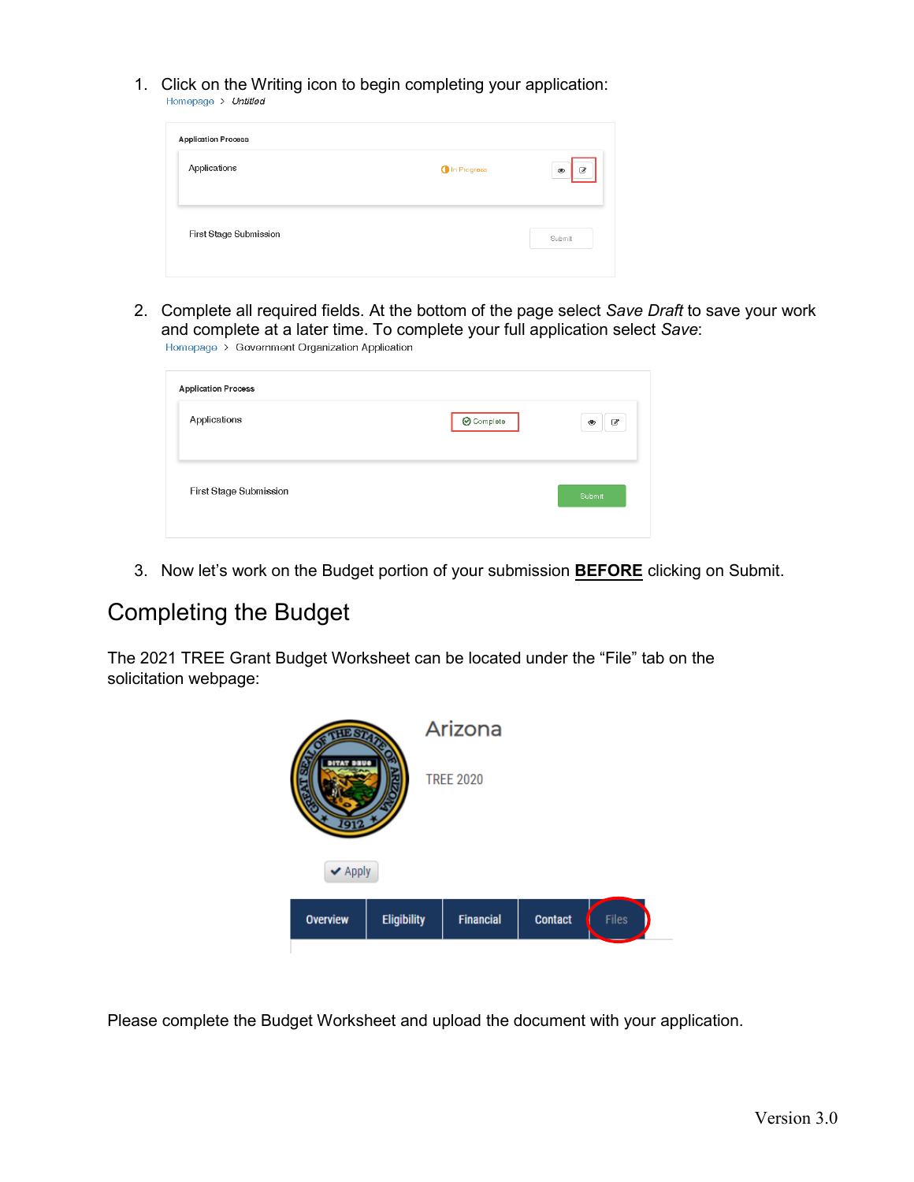1. Click on the Writing icon to begin completing your application:

Homepage > *Untitled*

Application Process

Applications — In Progress

First Stage Submission — Submit

2. Complete all required fields. At the bottom of the page select *Save Draft* to save your work and complete at a later time. To complete your full application select *Save*:

Homepage > Government Organization Application

Application Process

Applications — Complete

First Stage Submission — Submit

3. Now let's work on the Budget portion of your submission **BEFORE** clicking on Submit.

# Completing the Budget

The 2021 TREE Grant Budget Worksheet can be located under the "File" tab on the solicitation webpage:

Arizona

TREE 2020

Apply

Overview | Eligibility | Financial | Contact | Files

Please complete the Budget Worksheet and upload the document with your application.

Version 3.0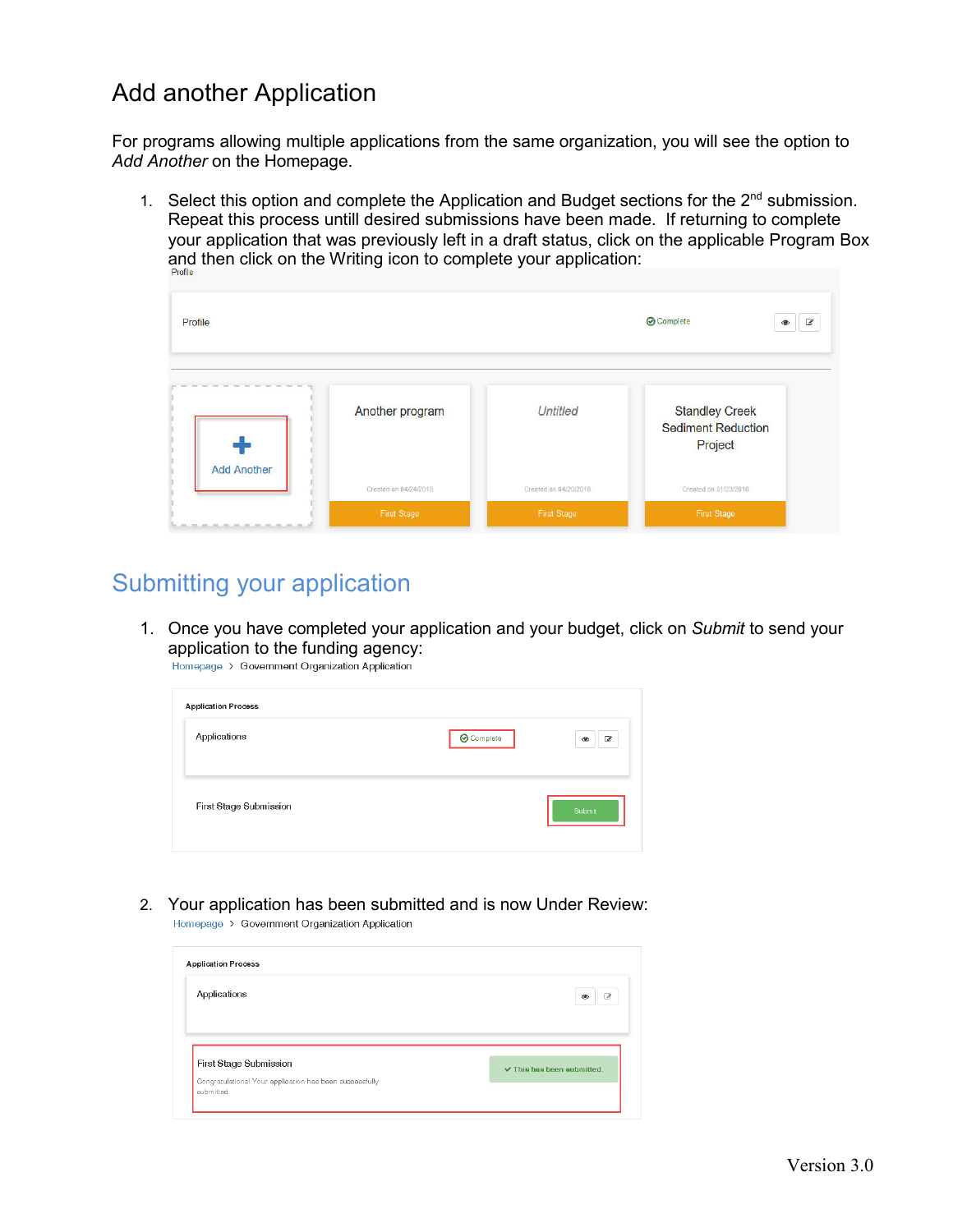# Add another Application

For programs allowing multiple applications from the same organization, you will see the option to *Add Another* on the Homepage.

1. Select this option and complete the Application and Budget sections for the 2nd submission. Repeat this process untill desired submissions have been made. If returning to complete your application that was previously left in a draft status, click on the applicable Program Box and then click on the Writing icon to complete your application:

# Submitting your application

1. Once you have completed your application and your budget, click on *Submit* to send your application to the funding agency:

2. Your application has been submitted and is now Under Review:

Version 3.0